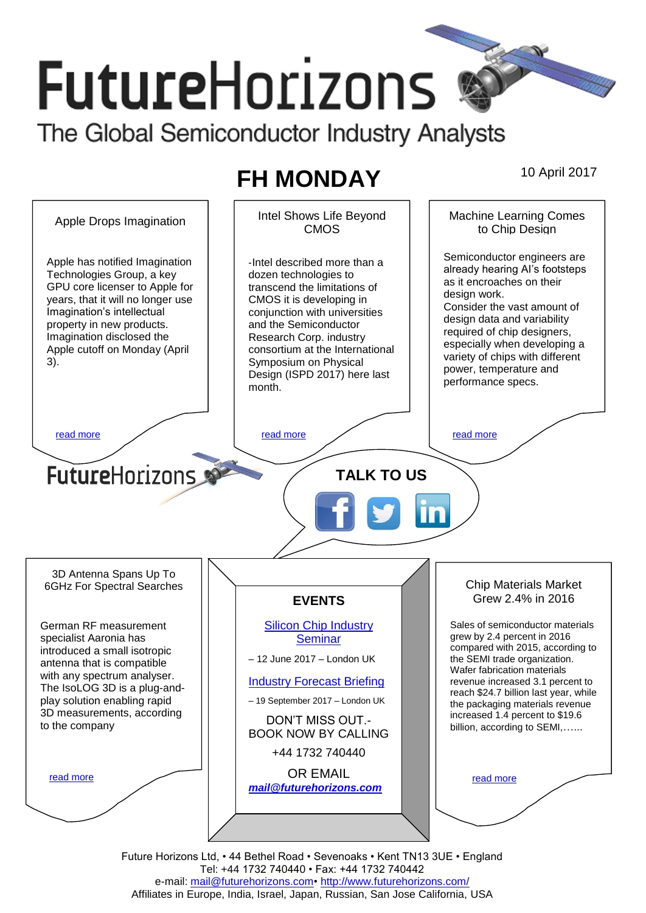# FutureHorizons

The Global Semiconductor Industry Analysts

## FH MONDAY

10 April 2017

### Apple Drops Imagination

Apple has notified Imagination Technologies Group, a key GPU core licenser to Apple for years, that it will no longer use Imagination's intellectual property in new products. Imagination disclosed the Apple cutoff on Monday (April 3).

read more

### Intel Shows Life Beyond CMOS

-Intel described more than a dozen technologies to transcend the limitations of CMOS it is developing in conjunction with universities and the Semiconductor Research Corp. industry consortium at the International Symposium on Physical Design (ISPD 2017) here last month.

read more

### Machine Learning Comes to Chip Design

Semiconductor engineers are already hearing AI's footsteps as it encroaches on their design work.
Consider the vast amount of design data and variability required of chip designers, especially when developing a variety of chips with different power, temperature and performance specs.

read more

FutureHorizons

**TALK TO US**

### 3D Antenna Spans Up To 6GHz For Spectral Searches

German RF measurement specialist Aaronia has introduced a small isotropic antenna that is compatible with any spectrum analyser. The IsoLOG 3D is a plug-and-play solution enabling rapid 3D measurements, according to the company

read more

### EVENTS

Silicon Chip Industry Seminar

– 12 June 2017 – London UK

Industry Forecast Briefing

– 19 September 2017 – London UK

DON'T MISS OUT.-
BOOK NOW BY CALLING

+44 1732 740440

OR EMAIL

***mail@futurehorizons.com***

### Chip Materials Market Grew 2.4% in 2016

Sales of semiconductor materials grew by 2.4 percent in 2016 compared with 2015, according to the SEMI trade organization. Wafer fabrication materials revenue increased 3.1 percent to reach $24.7 billion last year, while the packaging materials revenue increased 1.4 percent to $19.6 billion, according to SEMI,…...

read more

Future Horizons Ltd, • 44 Bethel Road • Sevenoaks • Kent TN13 3UE • England
Tel: +44 1732 740440 • Fax: +44 1732 740442
e-mail: mail@futurehorizons.com• http://www.futurehorizons.com/
Affiliates in Europe, India, Israel, Japan, Russian, San Jose California, USA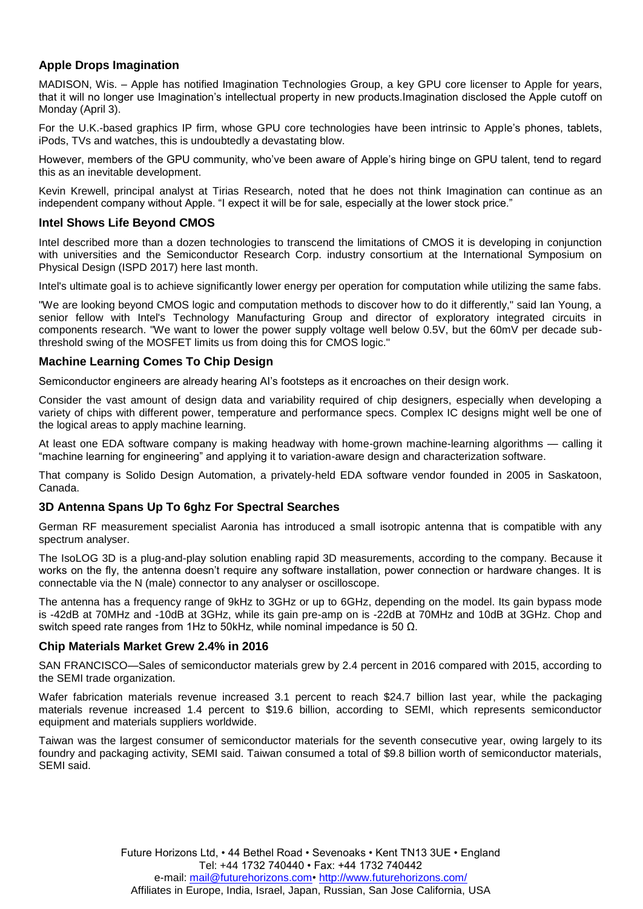### Apple Drops Imagination

MADISON, Wis. – Apple has notified Imagination Technologies Group, a key GPU core licenser to Apple for years, that it will no longer use Imagination's intellectual property in new products.Imagination disclosed the Apple cutoff on Monday (April 3).

For the U.K.-based graphics IP firm, whose GPU core technologies have been intrinsic to Apple's phones, tablets, iPods, TVs and watches, this is undoubtedly a devastating blow.

However, members of the GPU community, who've been aware of Apple's hiring binge on GPU talent, tend to regard this as an inevitable development.

Kevin Krewell, principal analyst at Tirias Research, noted that he does not think Imagination can continue as an independent company without Apple. "I expect it will be for sale, especially at the lower stock price."

### Intel Shows Life Beyond CMOS

Intel described more than a dozen technologies to transcend the limitations of CMOS it is developing in conjunction with universities and the Semiconductor Research Corp. industry consortium at the International Symposium on Physical Design (ISPD 2017) here last month.

Intel's ultimate goal is to achieve significantly lower energy per operation for computation while utilizing the same fabs.

"We are looking beyond CMOS logic and computation methods to discover how to do it differently," said Ian Young, a senior fellow with Intel's Technology Manufacturing Group and director of exploratory integrated circuits in components research. "We want to lower the power supply voltage well below 0.5V, but the 60mV per decade sub-threshold swing of the MOSFET limits us from doing this for CMOS logic."

### Machine Learning Comes To Chip Design

Semiconductor engineers are already hearing AI's footsteps as it encroaches on their design work.

Consider the vast amount of design data and variability required of chip designers, especially when developing a variety of chips with different power, temperature and performance specs. Complex IC designs might well be one of the logical areas to apply machine learning.

At least one EDA software company is making headway with home-grown machine-learning algorithms — calling it "machine learning for engineering" and applying it to variation-aware design and characterization software.

That company is Solido Design Automation, a privately-held EDA software vendor founded in 2005 in Saskatoon, Canada.

### 3D Antenna Spans Up To 6ghz For Spectral Searches

German RF measurement specialist Aaronia has introduced a small isotropic antenna that is compatible with any spectrum analyser.

The IsoLOG 3D is a plug-and-play solution enabling rapid 3D measurements, according to the company. Because it works on the fly, the antenna doesn't require any software installation, power connection or hardware changes. It is connectable via the N (male) connector to any analyser or oscilloscope.

The antenna has a frequency range of 9kHz to 3GHz or up to 6GHz, depending on the model. Its gain bypass mode is -42dB at 70MHz and -10dB at 3GHz, while its gain pre-amp on is -22dB at 70MHz and 10dB at 3GHz. Chop and switch speed rate ranges from 1Hz to 50kHz, while nominal impedance is 50 Ω.

### Chip Materials Market Grew 2.4% in 2016

SAN FRANCISCO—Sales of semiconductor materials grew by 2.4 percent in 2016 compared with 2015, according to the SEMI trade organization.

Wafer fabrication materials revenue increased 3.1 percent to reach $24.7 billion last year, while the packaging materials revenue increased 1.4 percent to $19.6 billion, according to SEMI, which represents semiconductor equipment and materials suppliers worldwide.

Taiwan was the largest consumer of semiconductor materials for the seventh consecutive year, owing largely to its foundry and packaging activity, SEMI said. Taiwan consumed a total of $9.8 billion worth of semiconductor materials, SEMI said.

Future Horizons Ltd, • 44 Bethel Road • Sevenoaks • Kent TN13 3UE • England
Tel: +44 1732 740440 • Fax: +44 1732 740442
e-mail: mail@futurehorizons.com• http://www.futurehorizons.com/
Affiliates in Europe, India, Israel, Japan, Russian, San Jose California, USA